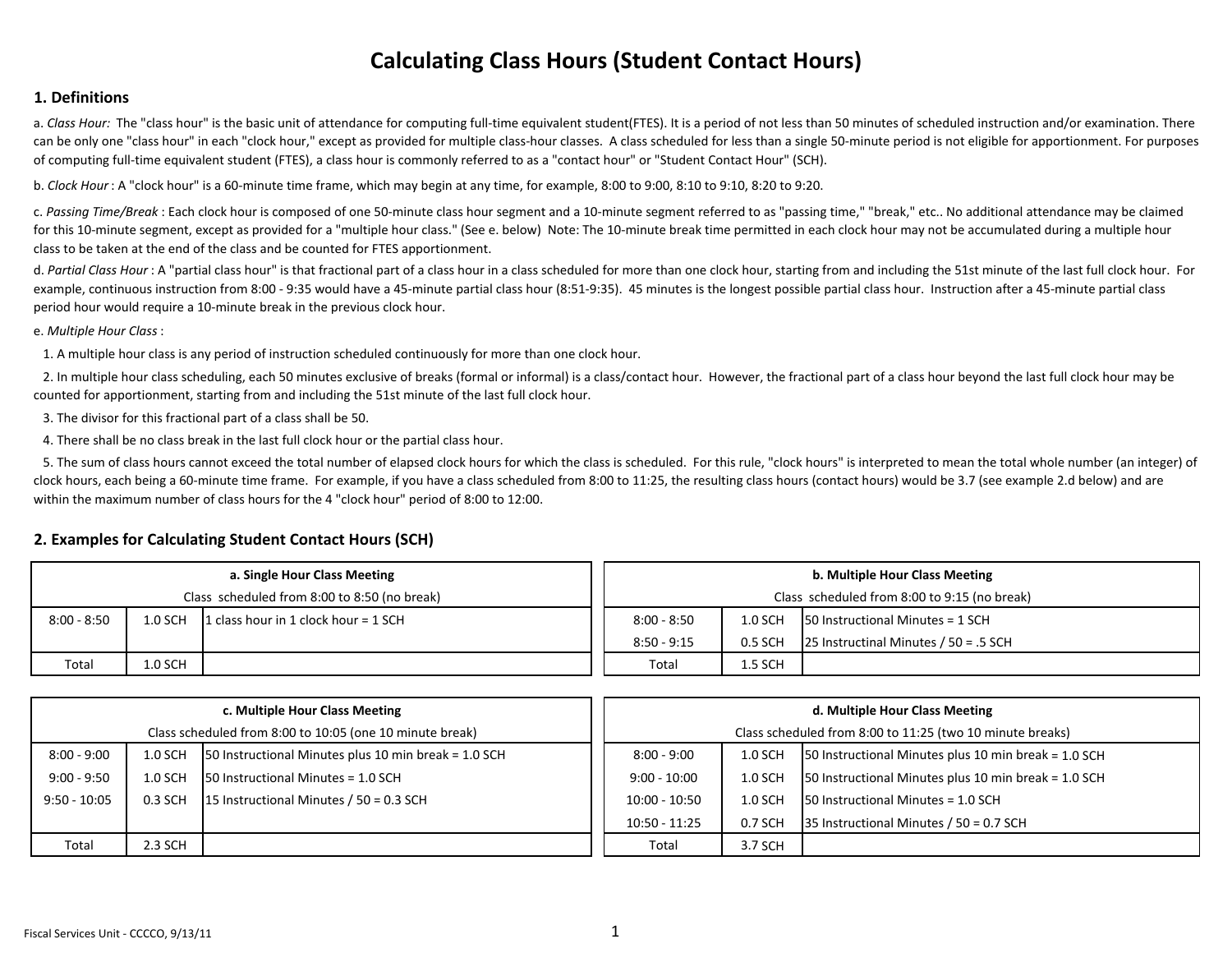# Calculating Class Hours (Student Contact Hours)

## 1. Definitions

a. *Class Hour:* The "class hour" is the basic unit of attendance for computing full-time equivalent student(FTES). It is a period of not less than 50 minutes of scheduled instruction and/or examination. There can be only one "class hour" in each "clock hour," except as provided for multiple class-hour classes. A class scheduled for less than a single 50-minute period is not eligible for apportionment. For purposes of computing full-time equivalent student (FTES), a class hour is commonly referred to as a "contact hour" or "Student Contact Hour" (SCH).

b. *Clock Hour* : A "clock hour" is a 60-minute time frame, which may begin at any time, for example, 8:00 to 9:00, 8:10 to 9:10, 8:20 to 9:20.

c. *Passing Time/Break* : Each clock hour is composed of one 50-minute class hour segment and a 10-minute segment referred to as "passing time," "break," etc.. No additional attendance may be claimed for this 10-minute segment, except as provided for a "multiple hour class." (See e. below) Note: The 10-minute break time permitted in each clock hour may not be accumulated during a multiple hour class to be taken at the end of the class and be counted for FTES apportionment.

d. *Partial Class Hour* : A "partial class hour" is that fractional part of a class hour in a class scheduled for more than one clock hour, starting from and including the 51st minute of the last full clock hour. For example, continuous instruction from 8:00 - 9:35 would have a 45-minute partial class hour (8:51-9:35). 45 minutes is the longest possible partial class hour. Instruction after a 45-minute partial class period hour would require a 10-minute break in the previous clock hour.

e. *Multiple Hour Class* :

1. A multiple hour class is any period of instruction scheduled continuously for more than one clock hour.

2. In multiple hour class scheduling, each 50 minutes exclusive of breaks (formal or informal) is a class/contact hour. However, the fractional part of a class hour beyond the last full clock hour may be counted for apportionment, starting from and including the 51st minute of the last full clock hour.

3. The divisor for this fractional part of a class shall be 50.

4. There shall be no class break in the last full clock hour or the partial class hour.

5. The sum of class hours cannot exceed the total number of elapsed clock hours for which the class is scheduled. For this rule, "clock hours" is interpreted to mean the total whole number (an integer) of clock hours, each being a 60-minute time frame. For example, if you have a class scheduled from 8:00 to 11:25, the resulting class hours (contact hours) would be 3.7 (see example 2.d below) and are within the maximum number of class hours for the 4 "clock hour" period of 8:00 to 12:00.

## 2. Examples for Calculating Student Contact Hours (SCH)

| a. Single Hour Class Meeting | | |
|---|---|---|
| Class scheduled from 8:00 to 8:50 (no break) | | |
| 8:00 - 8:50 | 1.0 SCH | 1 class hour in 1 clock hour = 1 SCH |
| Total | 1.0 SCH | |

| b. Multiple Hour Class Meeting | | |
|---|---|---|
| Class scheduled from 8:00 to 9:15 (no break) | | |
| 8:00 - 8:50 | 1.0 SCH | 50 Instructional Minutes = 1 SCH |
| 8:50 - 9:15 | 0.5 SCH | 25 Instructinal Minutes / 50 = .5 SCH |
| Total | 1.5 SCH | |

| c. Multiple Hour Class Meeting | | |
|---|---|---|
| Class scheduled from 8:00 to 10:05 (one 10 minute break) | | |
| 8:00 - 9:00 | 1.0 SCH | 50 Instructional Minutes plus 10 min break = 1.0 SCH |
| 9:00 - 9:50 | 1.0 SCH | 50 Instructional Minutes = 1.0 SCH |
| 9:50 - 10:05 | 0.3 SCH | 15 Instructional Minutes / 50 = 0.3 SCH |
| Total | 2.3 SCH | |

| d. Multiple Hour Class Meeting | | |
|---|---|---|
| Class scheduled from 8:00 to 11:25 (two 10 minute breaks) | | |
| 8:00 - 9:00 | 1.0 SCH | 50 Instructional Minutes plus 10 min break = 1.0 SCH |
| 9:00 - 10:00 | 1.0 SCH | 50 Instructional Minutes plus 10 min break = 1.0 SCH |
| 10:00 - 10:50 | 1.0 SCH | 50 Instructional Minutes = 1.0 SCH |
| 10:50 - 11:25 | 0.7 SCH | 35 Instructional Minutes / 50 = 0.7 SCH |
| Total | 3.7 SCH | |

Fiscal Services Unit - CCCCO, 9/13/11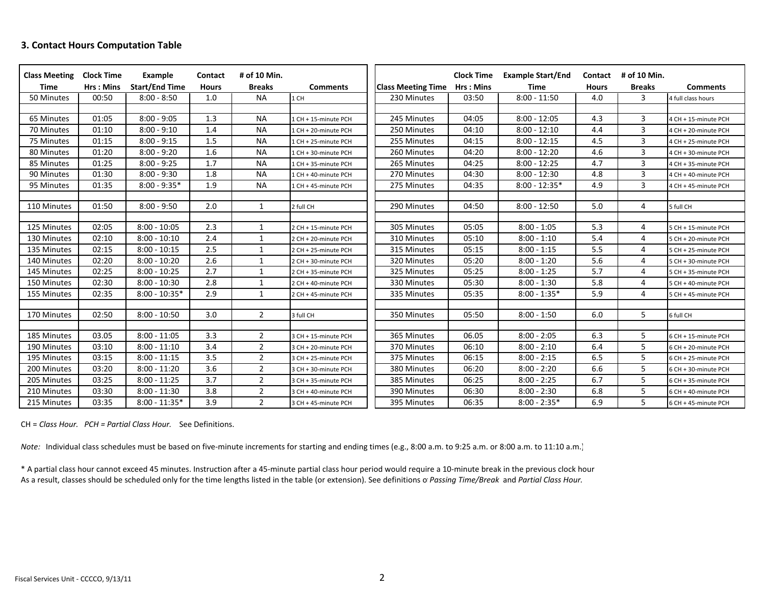### 3. Contact Hours Computation Table

| Class Meeting Time | Clock Time Hrs : Mins | Example Start/End Time | Contact Hours | # of 10 Min. Breaks | Comments | Class Meeting Time | Clock Time Hrs : Mins | Example Start/End Time | Contact Hours | # of 10 Min. Breaks | Comments |
|---|---|---|---|---|---|---|---|---|---|---|---|
| 50 Minutes | 00:50 | 8:00 - 8:50 | 1.0 | NA | 1 CH | 230 Minutes | 03:50 | 8:00 - 11:50 | 4.0 | 3 | 4 full class hours |
| | | | | | | | | | | | |
| 65 Minutes | 01:05 | 8:00 - 9:05 | 1.3 | NA | 1 CH + 15-minute PCH | 245 Minutes | 04:05 | 8:00 - 12:05 | 4.3 | 3 | 4 CH + 15-minute PCH |
| 70 Minutes | 01:10 | 8:00 - 9:10 | 1.4 | NA | 1 CH + 20-minute PCH | 250 Minutes | 04:10 | 8:00 - 12:10 | 4.4 | 3 | 4 CH + 20-minute PCH |
| 75 Minutes | 01:15 | 8:00 - 9:15 | 1.5 | NA | 1 CH + 25-minute PCH | 255 Minutes | 04:15 | 8:00 - 12:15 | 4.5 | 3 | 4 CH + 25-minute PCH |
| 80 Minutes | 01:20 | 8:00 - 9:20 | 1.6 | NA | 1 CH + 30-minute PCH | 260 Minutes | 04:20 | 8:00 - 12:20 | 4.6 | 3 | 4 CH + 30-minute PCH |
| 85 Minutes | 01:25 | 8:00 - 9:25 | 1.7 | NA | 1 CH + 35-minute PCH | 265 Minutes | 04:25 | 8:00 - 12:25 | 4.7 | 3 | 4 CH + 35-minute PCH |
| 90 Minutes | 01:30 | 8:00 - 9:30 | 1.8 | NA | 1 CH + 40-minute PCH | 270 Minutes | 04:30 | 8:00 - 12:30 | 4.8 | 3 | 4 CH + 40-minute PCH |
| 95 Minutes | 01:35 | 8:00 - 9:35* | 1.9 | NA | 1 CH + 45-minute PCH | 275 Minutes | 04:35 | 8:00 - 12:35* | 4.9 | 3 | 4 CH + 45-minute PCH |
| | | | | | | | | | | | |
| 110 Minutes | 01:50 | 8:00 - 9:50 | 2.0 | 1 | 2 full CH | 290 Minutes | 04:50 | 8:00 - 12:50 | 5.0 | 4 | 5 full CH |
| | | | | | | | | | | | |
| 125 Minutes | 02:05 | 8:00 - 10:05 | 2.3 | 1 | 2 CH + 15-minute PCH | 305 Minutes | 05:05 | 8:00 - 1:05 | 5.3 | 4 | 5 CH + 15-minute PCH |
| 130 Minutes | 02:10 | 8:00 - 10:10 | 2.4 | 1 | 2 CH + 20-minute PCH | 310 Minutes | 05:10 | 8:00 - 1:10 | 5.4 | 4 | 5 CH + 20-minute PCH |
| 135 Minutes | 02:15 | 8:00 - 10:15 | 2.5 | 1 | 2 CH + 25-minute PCH | 315 Minutes | 05:15 | 8:00 - 1:15 | 5.5 | 4 | 5 CH + 25-minute PCH |
| 140 Minutes | 02:20 | 8:00 - 10:20 | 2.6 | 1 | 2 CH + 30-minute PCH | 320 Minutes | 05:20 | 8:00 - 1:20 | 5.6 | 4 | 5 CH + 30-minute PCH |
| 145 Minutes | 02:25 | 8:00 - 10:25 | 2.7 | 1 | 2 CH + 35-minute PCH | 325 Minutes | 05:25 | 8:00 - 1:25 | 5.7 | 4 | 5 CH + 35-minute PCH |
| 150 Minutes | 02:30 | 8:00 - 10:30 | 2.8 | 1 | 2 CH + 40-minute PCH | 330 Minutes | 05:30 | 8:00 - 1:30 | 5.8 | 4 | 5 CH + 40-minute PCH |
| 155 Minutes | 02:35 | 8:00 - 10:35* | 2.9 | 1 | 2 CH + 45-minute PCH | 335 Minutes | 05:35 | 8:00 - 1:35* | 5.9 | 4 | 5 CH + 45-minute PCH |
| | | | | | | | | | | | |
| 170 Minutes | 02:50 | 8:00 - 10:50 | 3.0 | 2 | 3 full CH | 350 Minutes | 05:50 | 8:00 - 1:50 | 6.0 | 5 | 6 full CH |
| | | | | | | | | | | | |
| 185 Minutes | 03.05 | 8:00 - 11:05 | 3.3 | 2 | 3 CH + 15-minute PCH | 365 Minutes | 06.05 | 8:00 - 2:05 | 6.3 | 5 | 6 CH + 15-minute PCH |
| 190 Minutes | 03:10 | 8:00 - 11:10 | 3.4 | 2 | 3 CH + 20-minute PCH | 370 Minutes | 06:10 | 8:00 - 2:10 | 6.4 | 5 | 6 CH + 20-minute PCH |
| 195 Minutes | 03:15 | 8:00 - 11:15 | 3.5 | 2 | 3 CH + 25-minute PCH | 375 Minutes | 06:15 | 8:00 - 2:15 | 6.5 | 5 | 6 CH + 25-minute PCH |
| 200 Minutes | 03:20 | 8:00 - 11:20 | 3.6 | 2 | 3 CH + 30-minute PCH | 380 Minutes | 06:20 | 8:00 - 2:20 | 6.6 | 5 | 6 CH + 30-minute PCH |
| 205 Minutes | 03:25 | 8:00 - 11:25 | 3.7 | 2 | 3 CH + 35-minute PCH | 385 Minutes | 06:25 | 8:00 - 2:25 | 6.7 | 5 | 6 CH + 35-minute PCH |
| 210 Minutes | 03:30 | 8:00 - 11:30 | 3.8 | 2 | 3 CH + 40-minute PCH | 390 Minutes | 06:30 | 8:00 - 2:30 | 6.8 | 5 | 6 CH + 40-minute PCH |
| 215 Minutes | 03:35 | 8:00 - 11:35* | 3.9 | 2 | 3 CH + 45-minute PCH | 395 Minutes | 06:35 | 8:00 - 2:35* | 6.9 | 5 | 6 CH + 45-minute PCH |

CH = *Class Hour.* *PCH = Partial Class Hour.* See Definitions.

*Note:* Individual class schedules must be based on five-minute increments for starting and ending times (e.g., 8:00 a.m. to 9:25 a.m. or 8:00 a.m. to 11:10 a.m.)

* A partial class hour cannot exceed 45 minutes. Instruction after a 45-minute partial class hour period would require a 10-minute break in the previous clock hour
As a result, classes should be scheduled only for the time lengths listed in the table (or extension). See definitions of *Passing Time/Break* and *Partial Class Hour.*

Fiscal Services Unit - CCCCO, 9/13/11